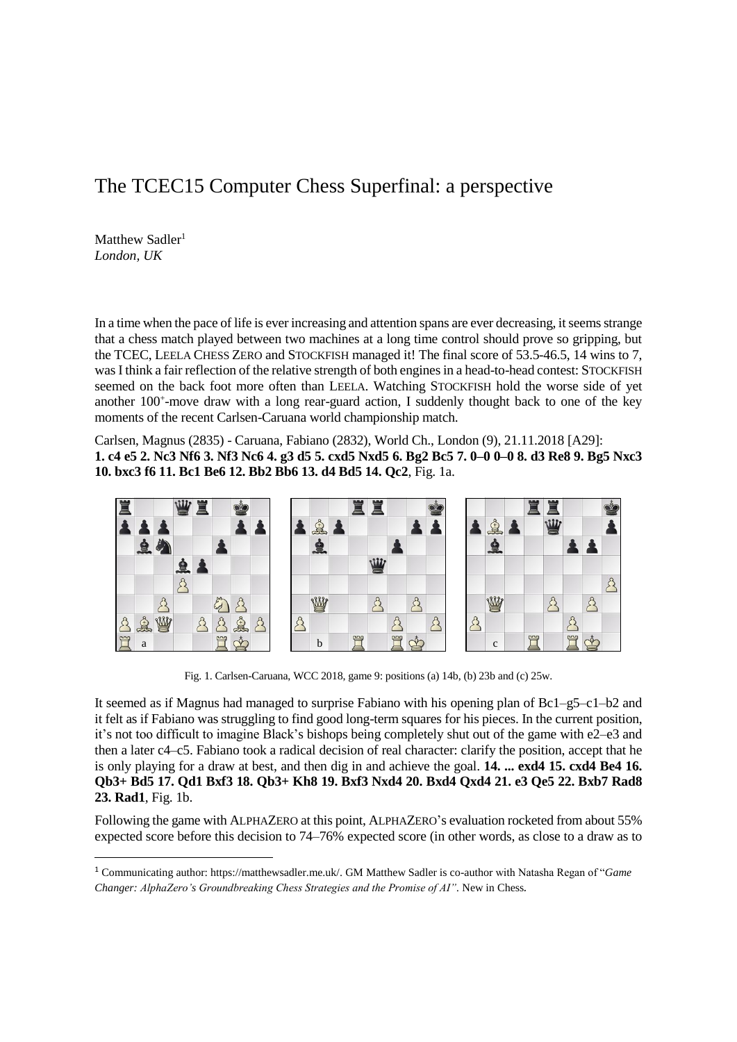# The TCEC15 Computer Chess Superfinal: a perspective

Matthew Sadler[1]
*London, UK*

In a time when the pace of life is ever increasing and attention spans are ever decreasing, it seems strange that a chess match played between two machines at a long time control should prove so gripping, but the TCEC, LEELA CHESS ZERO and STOCKFISH managed it! The final score of 53.5-46.5, 14 wins to 7, was I think a fair reflection of the relative strength of both engines in a head-to-head contest: STOCKFISH seemed on the back foot more often than LEELA. Watching STOCKFISH hold the worse side of yet another 100+-move draw with a long rear-guard action, I suddenly thought back to one of the key moments of the recent Carlsen-Caruana world championship match.

Carlsen, Magnus (2835) - Caruana, Fabiano (2832), World Ch., London (9), 21.11.2018 [A29]:
**1. c4 e5 2. Nc3 Nf6 3. Nf3 Nc6 4. g3 d5 5. cxd5 Nxd5 6. Bg2 Bc5 7. 0–0 0–0 8. d3 Re8 9. Bg5 Nxc3 10. bxc3 f6 11. Bc1 Be6 12. Bb2 Bb6 13. d4 Bd5 14. Qc2**, Fig. 1a.

Fig. 1. Carlsen-Caruana, WCC 2018, game 9: positions (a) 14b, (b) 23b and (c) 25w.

It seemed as if Magnus had managed to surprise Fabiano with his opening plan of Bc1–g5–c1–b2 and it felt as if Fabiano was struggling to find good long-term squares for his pieces. In the current position, it's not too difficult to imagine Black's bishops being completely shut out of the game with e2–e3 and then a later c4–c5. Fabiano took a radical decision of real character: clarify the position, accept that he is only playing for a draw at best, and then dig in and achieve the goal. **14. ... exd4 15. cxd4 Be4 16. Qb3+ Bd5 17. Qd1 Bxf3 18. Qb3+ Kh8 19. Bxf3 Nxd4 20. Bxd4 Qxd4 21. e3 Qe5 22. Bxb7 Rad8 23. Rad1**, Fig. 1b.

Following the game with ALPHAZERO at this point, ALPHAZERO's evaluation rocketed from about 55% expected score before this decision to 74–76% expected score (in other words, as close to a draw as to

[1] Communicating author: https://matthewsadler.me.uk/. GM Matthew Sadler is co-author with Natasha Regan of "*Game Changer: AlphaZero's Groundbreaking Chess Strategies and the Promise of AI*". New in Chess.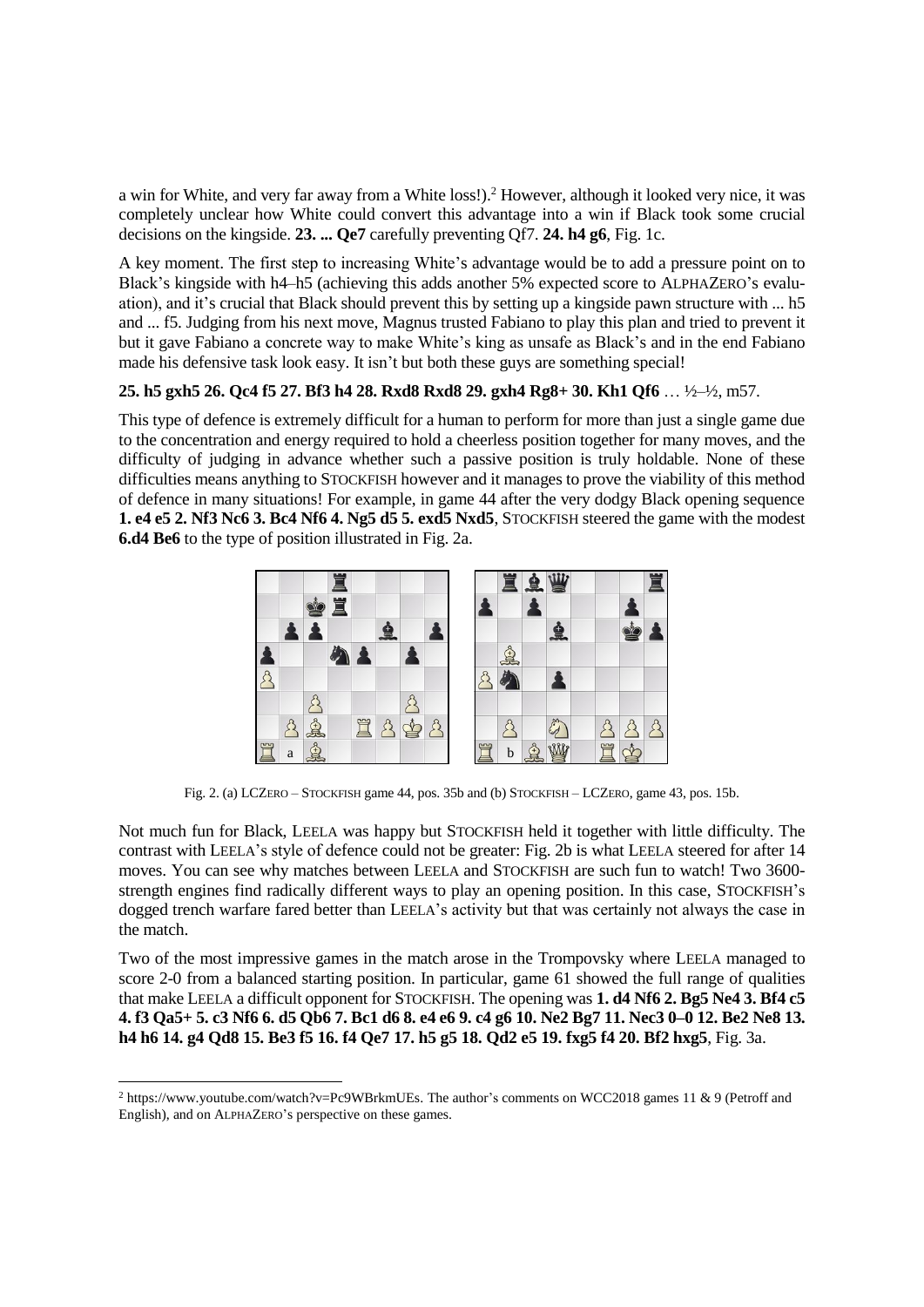a win for White, and very far away from a White loss!).[2] However, although it looked very nice, it was completely unclear how White could convert this advantage into a win if Black took some crucial decisions on the kingside. **23. ... Qe7** carefully preventing Qf7. **24. h4 g6**, Fig. 1c.

A key moment. The first step to increasing White's advantage would be to add a pressure point on to Black's kingside with h4–h5 (achieving this adds another 5% expected score to ALPHAZERO's evaluation), and it's crucial that Black should prevent this by setting up a kingside pawn structure with ... h5 and ... f5. Judging from his next move, Magnus trusted Fabiano to play this plan and tried to prevent it but it gave Fabiano a concrete way to make White's king as unsafe as Black's and in the end Fabiano made his defensive task look easy. It isn't but both these guys are something special!

**25. h5 gxh5 26. Qc4 f5 27. Bf3 h4 28. Rxd8 Rxd8 29. gxh4 Rg8+ 30. Kh1 Qf6** … ½–½, m57.

This type of defence is extremely difficult for a human to perform for more than just a single game due to the concentration and energy required to hold a cheerless position together for many moves, and the difficulty of judging in advance whether such a passive position is truly holdable. None of these difficulties means anything to STOCKFISH however and it manages to prove the viability of this method of defence in many situations! For example, in game 44 after the very dodgy Black opening sequence **1. e4 e5 2. Nf3 Nc6 3. Bc4 Nf6 4. Ng5 d5 5. exd5 Nxd5**, STOCKFISH steered the game with the modest **6.d4 Be6** to the type of position illustrated in Fig. 2a.

Fig. 2. (a) LCZERO – STOCKFISH game 44, pos. 35b and (b) STOCKFISH – LCZERO, game 43, pos. 15b.

Not much fun for Black, LEELA was happy but STOCKFISH held it together with little difficulty. The contrast with LEELA's style of defence could not be greater: Fig. 2b is what LEELA steered for after 14 moves. You can see why matches between LEELA and STOCKFISH are such fun to watch! Two 3600-strength engines find radically different ways to play an opening position. In this case, STOCKFISH's dogged trench warfare fared better than LEELA's activity but that was certainly not always the case in the match.

Two of the most impressive games in the match arose in the Trompovsky where LEELA managed to score 2-0 from a balanced starting position. In particular, game 61 showed the full range of qualities that make LEELA a difficult opponent for STOCKFISH. The opening was **1. d4 Nf6 2. Bg5 Ne4 3. Bf4 c5 4. f3 Qa5+ 5. c3 Nf6 6. d5 Qb6 7. Bc1 d6 8. e4 e6 9. c4 g6 10. Ne2 Bg7 11. Nec3 0–0 12. Be2 Ne8 13. h4 h6 14. g4 Qd8 15. Be3 f5 16. f4 Qe7 17. h5 g5 18. Qd2 e5 19. fxg5 f4 20. Bf2 hxg5**, Fig. 3a.

[2] https://www.youtube.com/watch?v=Pc9WBrkmUEs. The author's comments on WCC2018 games 11 & 9 (Petroff and English), and on ALPHAZERO's perspective on these games.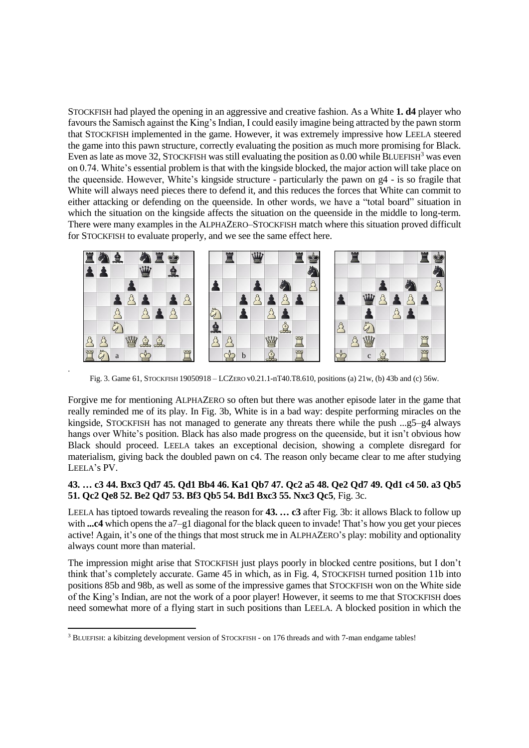STOCKFISH had played the opening in an aggressive and creative fashion. As a White **1. d4** player who favours the Samisch against the King's Indian, I could easily imagine being attracted by the pawn storm that STOCKFISH implemented in the game. However, it was extremely impressive how LEELA steered the game into this pawn structure, correctly evaluating the position as much more promising for Black. Even as late as move 32, STOCKFISH was still evaluating the position as 0.00 while BLUEFISH[3] was even on 0.74. White's essential problem is that with the kingside blocked, the major action will take place on the queenside. However, White's kingside structure - particularly the pawn on g4 - is so fragile that White will always need pieces there to defend it, and this reduces the forces that White can commit to either attacking or defending on the queenside. In other words, we have a "total board" situation in which the situation on the kingside affects the situation on the queenside in the middle to long-term. There were many examples in the ALPHAZERO–STOCKFISH match where this situation proved difficult for STOCKFISH to evaluate properly, and we see the same effect here.

Fig. 3. Game 61, STOCKFISH 19050918 – LCZERO v0.21.1-nT40.T8.610, positions (a) 21w, (b) 43b and (c) 56w.

Forgive me for mentioning ALPHAZERO so often but there was another episode later in the game that really reminded me of its play. In Fig. 3b, White is in a bad way: despite performing miracles on the kingside, STOCKFISH has not managed to generate any threats there while the push ...g5–g4 always hangs over White's position. Black has also made progress on the queenside, but it isn't obvious how Black should proceed. LEELA takes an exceptional decision, showing a complete disregard for materialism, giving back the doubled pawn on c4. The reason only became clear to me after studying LEELA's PV.

**43. … c3 44. Bxc3 Qd7 45. Qd1 Bb4 46. Ka1 Qb7 47. Qc2 a5 48. Qe2 Qd7 49. Qd1 c4 50. a3 Qb5 51. Qc2 Qe8 52. Be2 Qd7 53. Bf3 Qb5 54. Bd1 Bxc3 55. Nxc3 Qc5**, Fig. 3c.

LEELA has tiptoed towards revealing the reason for **43. … c3** after Fig. 3b: it allows Black to follow up with **...c4** which opens the a7–g1 diagonal for the black queen to invade! That's how you get your pieces active! Again, it's one of the things that most struck me in ALPHAZERO's play: mobility and optionality always count more than material.

The impression might arise that STOCKFISH just plays poorly in blocked centre positions, but I don't think that's completely accurate. Game 45 in which, as in Fig. 4, STOCKFISH turned position 11b into positions 85b and 98b, as well as some of the impressive games that STOCKFISH won on the White side of the King's Indian, are not the work of a poor player! However, it seems to me that STOCKFISH does need somewhat more of a flying start in such positions than LEELA. A blocked position in which the

[3] BLUEFISH: a kibitzing development version of STOCKFISH - on 176 threads and with 7-man endgame tables!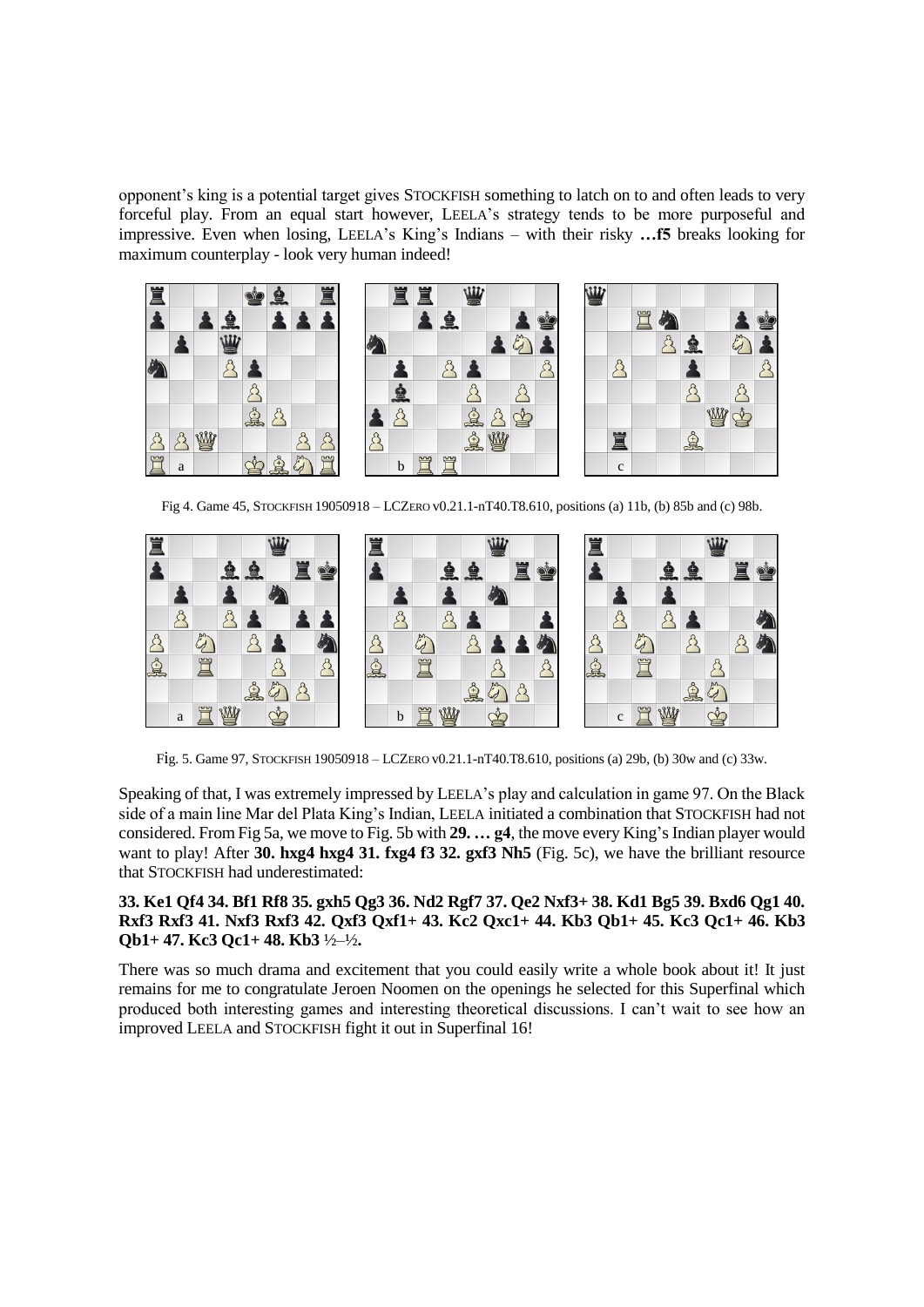opponent's king is a potential target gives STOCKFISH something to latch on to and often leads to very forceful play. From an equal start however, LEELA's strategy tends to be more purposeful and impressive. Even when losing, LEELA's King's Indians – with their risky **…f5** breaks looking for maximum counterplay - look very human indeed!

Fig 4. Game 45, STOCKFISH 19050918 – LCZERO v0.21.1-nT40.T8.610, positions (a) 11b, (b) 85b and (c) 98b.

Fig. 5. Game 97, STOCKFISH 19050918 – LCZERO v0.21.1-nT40.T8.610, positions (a) 29b, (b) 30w and (c) 33w.

Speaking of that, I was extremely impressed by LEELA's play and calculation in game 97. On the Black side of a main line Mar del Plata King's Indian, LEELA initiated a combination that STOCKFISH had not considered. From Fig 5a, we move to Fig. 5b with **29. … g4**, the move every King's Indian player would want to play! After **30. hxg4 hxg4 31. fxg4 f3 32. gxf3 Nh5** (Fig. 5c), we have the brilliant resource that STOCKFISH had underestimated:

**33. Ke1 Qf4 34. Bf1 Rf8 35. gxh5 Qg3 36. Nd2 Rgf7 37. Qe2 Nxf3+ 38. Kd1 Bg5 39. Bxd6 Qg1 40. Rxf3 Rxf3 41. Nxf3 Rxf3 42. Qxf3 Qxf1+ 43. Kc2 Qxc1+ 44. Kb3 Qb1+ 45. Kc3 Qc1+ 46. Kb3 Qb1+ 47. Kc3 Qc1+ 48. Kb3 ½–½.**

There was so much drama and excitement that you could easily write a whole book about it! It just remains for me to congratulate Jeroen Noomen on the openings he selected for this Superfinal which produced both interesting games and interesting theoretical discussions. I can't wait to see how an improved LEELA and STOCKFISH fight it out in Superfinal 16!